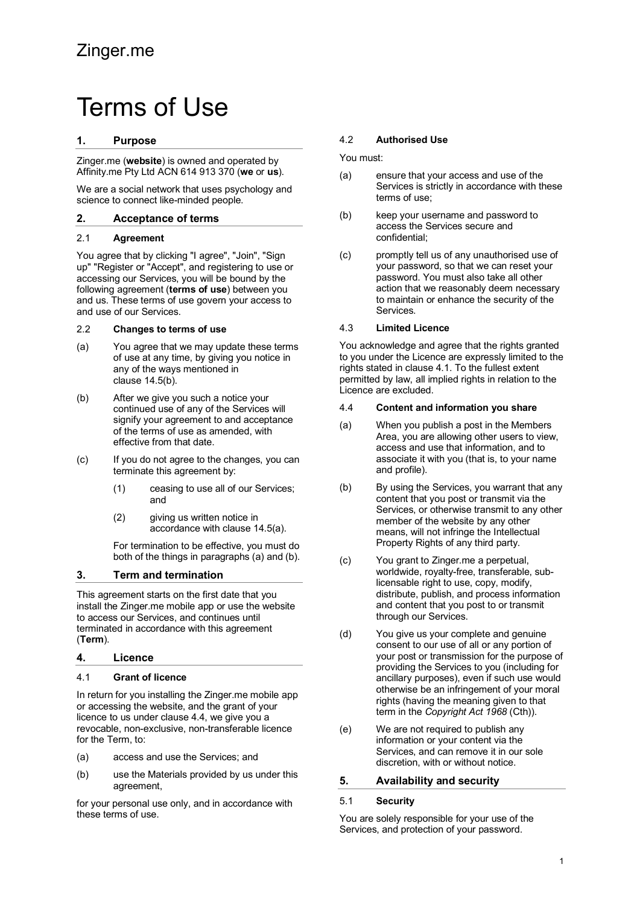Zinger.me

# Terms of Use

## 1. Purpose

Zinger.me (**website**) is owned and operated by Affinity.me Pty Ltd ACN 614 913 370 (**we** or **us**).

We are a social network that uses psychology and science to connect like-minded people.

## 2. Acceptance of terms

### 2.1 Agreement

You agree that by clicking "I agree", "Join", "Sign up" "Register or "Accept", and registering to use or accessing our Services, you will be bound by the following agreement (**terms of use**) between you and us. These terms of use govern your access to and use of our Services.

### 2.2 Changes to terms of use

(a) You agree that we may update these terms of use at any time, by giving you notice in any of the ways mentioned in clause 14.5(b).

(b) After we give you such a notice your continued use of any of the Services will signify your agreement to and acceptance of the terms of use as amended, with effective from that date.

(c) If you do not agree to the changes, you can terminate this agreement by:

   (1) ceasing to use all of our Services; and

   (2) giving us written notice in accordance with clause 14.5(a).

   For termination to be effective, you must do both of the things in paragraphs (a) and (b).

## 3. Term and termination

This agreement starts on the first date that you install the Zinger.me mobile app or use the website to access our Services, and continues until terminated in accordance with this agreement (**Term**).

## 4. Licence

### 4.1 Grant of licence

In return for you installing the Zinger.me mobile app or accessing the website, and the grant of your licence to us under clause 4.4, we give you a revocable, non-exclusive, non-transferable licence for the Term, to:

(a) access and use the Services; and

(b) use the Materials provided by us under this agreement,

for your personal use only, and in accordance with these terms of use.

### 4.2 Authorised Use

You must:

(a) ensure that your access and use of the Services is strictly in accordance with these terms of use;

(b) keep your username and password to access the Services secure and confidential;

(c) promptly tell us of any unauthorised use of your password, so that we can reset your password. You must also take all other action that we reasonably deem necessary to maintain or enhance the security of the Services.

### 4.3 Limited Licence

You acknowledge and agree that the rights granted to you under the Licence are expressly limited to the rights stated in clause 4.1. To the fullest extent permitted by law, all implied rights in relation to the Licence are excluded.

### 4.4 Content and information you share

(a) When you publish a post in the Members Area, you are allowing other users to view, access and use that information, and to associate it with you (that is, to your name and profile).

(b) By using the Services, you warrant that any content that you post or transmit via the Services, or otherwise transmit to any other member of the website by any other means, will not infringe the Intellectual Property Rights of any third party.

(c) You grant to Zinger.me a perpetual, worldwide, royalty-free, transferable, sub-licensable right to use, copy, modify, distribute, publish, and process information and content that you post to or transmit through our Services.

(d) You give us your complete and genuine consent to our use of all or any portion of your post or transmission for the purpose of providing the Services to you (including for ancillary purposes), even if such use would otherwise be an infringement of your moral rights (having the meaning given to that term in the *Copyright Act 1968* (Cth)).

(e) We are not required to publish any information or your content via the Services, and can remove it in our sole discretion, with or without notice.

## 5. Availability and security

### 5.1 Security

You are solely responsible for your use of the Services, and protection of your password.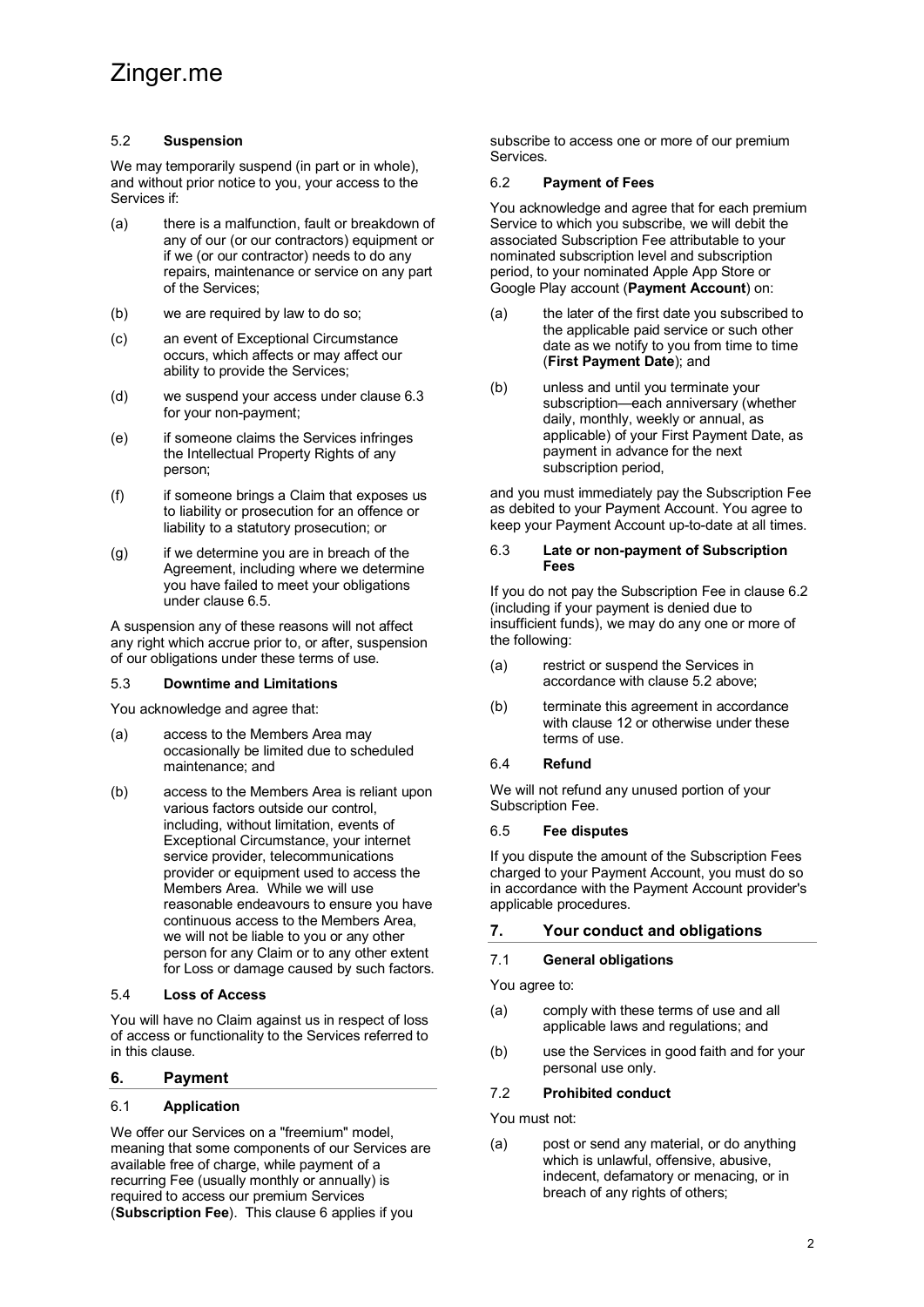### 5.2 **Suspension**

We may temporarily suspend (in part or in whole), and without prior notice to you, your access to the Services if:

(a) there is a malfunction, fault or breakdown of any of our (or our contractors) equipment or if we (or our contractor) needs to do any repairs, maintenance or service on any part of the Services;

(b) we are required by law to do so;

(c) an event of Exceptional Circumstance occurs, which affects or may affect our ability to provide the Services;

(d) we suspend your access under clause 6.3 for your non-payment;

(e) if someone claims the Services infringes the Intellectual Property Rights of any person;

(f) if someone brings a Claim that exposes us to liability or prosecution for an offence or liability to a statutory prosecution; or

(g) if we determine you are in breach of the Agreement, including where we determine you have failed to meet your obligations under clause 6.5.

A suspension any of these reasons will not affect any right which accrue prior to, or after, suspension of our obligations under these terms of use.

### 5.3 **Downtime and Limitations**

You acknowledge and agree that:

(a) access to the Members Area may occasionally be limited due to scheduled maintenance; and

(b) access to the Members Area is reliant upon various factors outside our control, including, without limitation, events of Exceptional Circumstance, your internet service provider, telecommunications provider or equipment used to access the Members Area. While we will use reasonable endeavours to ensure you have continuous access to the Members Area, we will not be liable to you or any other person for any Claim or to any other extent for Loss or damage caused by such factors.

### 5.4 **Loss of Access**

You will have no Claim against us in respect of loss of access or functionality to the Services referred to in this clause.

## 6. Payment

### 6.1 **Application**

We offer our Services on a "freemium" model, meaning that some components of our Services are available free of charge, while payment of a recurring Fee (usually monthly or annually) is required to access our premium Services (**Subscription Fee**). This clause 6 applies if you subscribe to access one or more of our premium Services.

### 6.2 **Payment of Fees**

You acknowledge and agree that for each premium Service to which you subscribe, we will debit the associated Subscription Fee attributable to your nominated subscription level and subscription period, to your nominated Apple App Store or Google Play account (**Payment Account**) on:

(a) the later of the first date you subscribed to the applicable paid service or such other date as we notify to you from time to time (**First Payment Date**); and

(b) unless and until you terminate your subscription—each anniversary (whether daily, monthly, weekly or annual, as applicable) of your First Payment Date, as payment in advance for the next subscription period,

and you must immediately pay the Subscription Fee as debited to your Payment Account. You agree to keep your Payment Account up-to-date at all times.

### 6.3 **Late or non-payment of Subscription Fees**

If you do not pay the Subscription Fee in clause 6.2 (including if your payment is denied due to insufficient funds), we may do any one or more of the following:

(a) restrict or suspend the Services in accordance with clause 5.2 above;

(b) terminate this agreement in accordance with clause 12 or otherwise under these terms of use.

### 6.4 **Refund**

We will not refund any unused portion of your Subscription Fee.

### 6.5 **Fee disputes**

If you dispute the amount of the Subscription Fees charged to your Payment Account, you must do so in accordance with the Payment Account provider's applicable procedures.

## 7. Your conduct and obligations

### 7.1 **General obligations**

You agree to:

(a) comply with these terms of use and all applicable laws and regulations; and

(b) use the Services in good faith and for your personal use only.

### 7.2 **Prohibited conduct**

You must not:

(a) post or send any material, or do anything which is unlawful, offensive, abusive, indecent, defamatory or menacing, or in breach of any rights of others;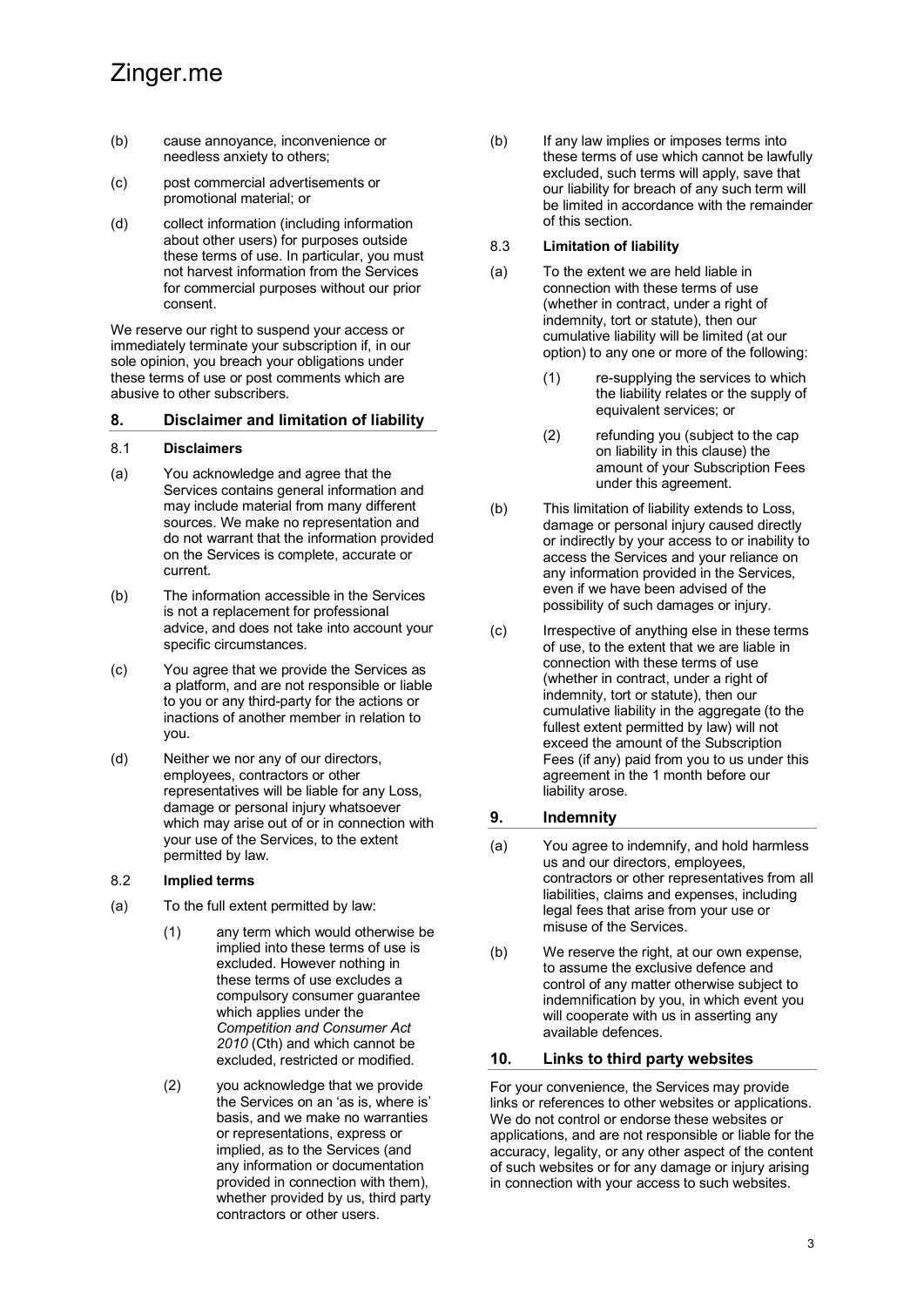(b) cause annoyance, inconvenience or needless anxiety to others;

(c) post commercial advertisements or promotional material; or

(d) collect information (including information about other users) for purposes outside these terms of use. In particular, you must not harvest information from the Services for commercial purposes without our prior consent.

We reserve our right to suspend your access or immediately terminate your subscription if, in our sole opinion, you breach your obligations under these terms of use or post comments which are abusive to other subscribers.

## 8. Disclaimer and limitation of liability

### 8.1 Disclaimers

(a) You acknowledge and agree that the Services contains general information and may include material from many different sources. We make no representation and do not warrant that the information provided on the Services is complete, accurate or current.

(b) The information accessible in the Services is not a replacement for professional advice, and does not take into account your specific circumstances.

(c) You agree that we provide the Services as a platform, and are not responsible or liable to you or any third-party for the actions or inactions of another member in relation to you.

(d) Neither we nor any of our directors, employees, contractors or other representatives will be liable for any Loss, damage or personal injury whatsoever which may arise out of or in connection with your use of the Services, to the extent permitted by law.

### 8.2 Implied terms

(a) To the full extent permitted by law:

  (1) any term which would otherwise be implied into these terms of use is excluded. However nothing in these terms of use excludes a compulsory consumer guarantee which applies under the *Competition and Consumer Act 2010* (Cth) and which cannot be excluded, restricted or modified.

  (2) you acknowledge that we provide the Services on an 'as is, where is' basis, and we make no warranties or representations, express or implied, as to the Services (and any information or documentation provided in connection with them), whether provided by us, third party contractors or other users.

(b) If any law implies or imposes terms into these terms of use which cannot be lawfully excluded, such terms will apply, save that our liability for breach of any such term will be limited in accordance with the remainder of this section.

### 8.3 Limitation of liability

(a) To the extent we are held liable in connection with these terms of use (whether in contract, under a right of indemnity, tort or statute), then our cumulative liability will be limited (at our option) to any one or more of the following:

  (1) re-supplying the services to which the liability relates or the supply of equivalent services; or

  (2) refunding you (subject to the cap on liability in this clause) the amount of your Subscription Fees under this agreement.

(b) This limitation of liability extends to Loss, damage or personal injury caused directly or indirectly by your access to or inability to access the Services and your reliance on any information provided in the Services, even if we have been advised of the possibility of such damages or injury.

(c) Irrespective of anything else in these terms of use, to the extent that we are liable in connection with these terms of use (whether in contract, under a right of indemnity, tort or statute), then our cumulative liability in the aggregate (to the fullest extent permitted by law) will not exceed the amount of the Subscription Fees (if any) paid from you to us under this agreement in the 1 month before our liability arose.

## 9. Indemnity

(a) You agree to indemnify, and hold harmless us and our directors, employees, contractors or other representatives from all liabilities, claims and expenses, including legal fees that arise from your use or misuse of the Services.

(b) We reserve the right, at our own expense, to assume the exclusive defence and control of any matter otherwise subject to indemnification by you, in which event you will cooperate with us in asserting any available defences.

## 10. Links to third party websites

For your convenience, the Services may provide links or references to other websites or applications. We do not control or endorse these websites or applications, and are not responsible or liable for the accuracy, legality, or any other aspect of the content of such websites or for any damage or injury arising in connection with your access to such websites.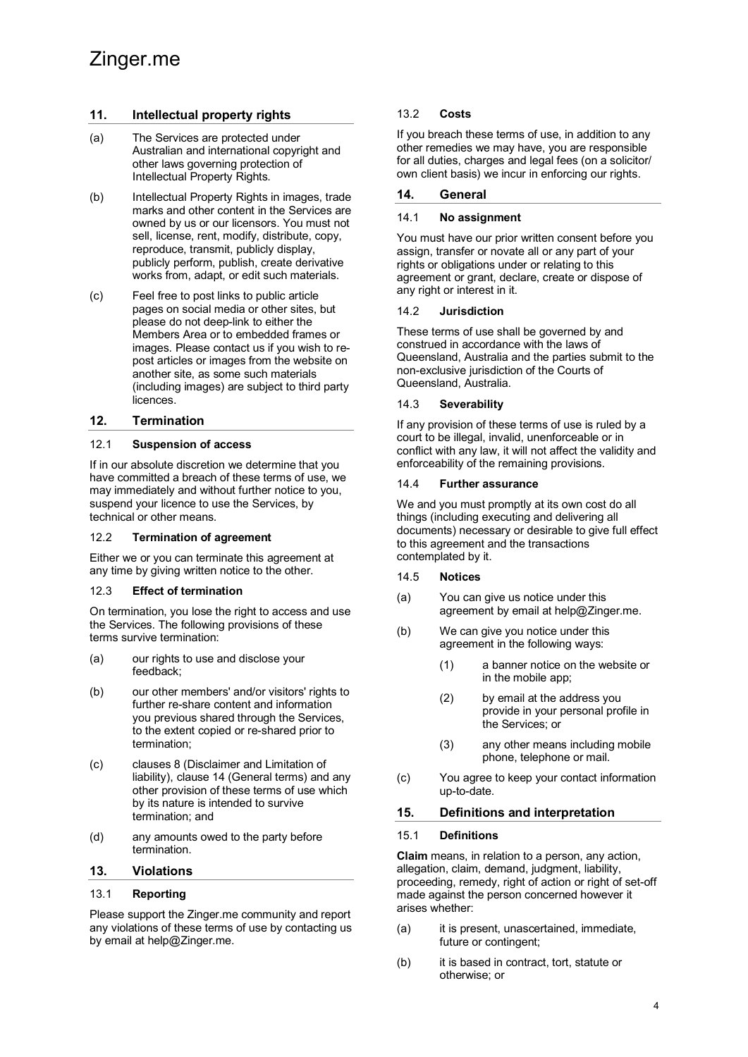## 11. Intellectual property rights

(a) The Services are protected under Australian and international copyright and other laws governing protection of Intellectual Property Rights.

(b) Intellectual Property Rights in images, trade marks and other content in the Services are owned by us or our licensors. You must not sell, license, rent, modify, distribute, copy, reproduce, transmit, publicly display, publicly perform, publish, create derivative works from, adapt, or edit such materials.

(c) Feel free to post links to public article pages on social media or other sites, but please do not deep-link to either the Members Area or to embedded frames or images. Please contact us if you wish to re-post articles or images from the website on another site, as some such materials (including images) are subject to third party licences.

## 12. Termination

### 12.1 Suspension of access

If in our absolute discretion we determine that you have committed a breach of these terms of use, we may immediately and without further notice to you, suspend your licence to use the Services, by technical or other means.

### 12.2 Termination of agreement

Either we or you can terminate this agreement at any time by giving written notice to the other.

### 12.3 Effect of termination

On termination, you lose the right to access and use the Services. The following provisions of these terms survive termination:

(a) our rights to use and disclose your feedback;

(b) our other members' and/or visitors' rights to further re-share content and information you previous shared through the Services, to the extent copied or re-shared prior to termination;

(c) clauses 8 (Disclaimer and Limitation of liability), clause 14 (General terms) and any other provision of these terms of use which by its nature is intended to survive termination; and

(d) any amounts owed to the party before termination.

## 13. Violations

### 13.1 Reporting

Please support the Zinger.me community and report any violations of these terms of use by contacting us by email at help@Zinger.me.

### 13.2 Costs

If you breach these terms of use, in addition to any other remedies we may have, you are responsible for all duties, charges and legal fees (on a solicitor/ own client basis) we incur in enforcing our rights.

## 14. General

### 14.1 No assignment

You must have our prior written consent before you assign, transfer or novate all or any part of your rights or obligations under or relating to this agreement or grant, declare, create or dispose of any right or interest in it.

### 14.2 Jurisdiction

These terms of use shall be governed by and construed in accordance with the laws of Queensland, Australia and the parties submit to the non-exclusive jurisdiction of the Courts of Queensland, Australia.

### 14.3 Severability

If any provision of these terms of use is ruled by a court to be illegal, invalid, unenforceable or in conflict with any law, it will not affect the validity and enforceability of the remaining provisions.

### 14.4 Further assurance

We and you must promptly at its own cost do all things (including executing and delivering all documents) necessary or desirable to give full effect to this agreement and the transactions contemplated by it.

### 14.5 Notices

(a) You can give us notice under this agreement by email at help@Zinger.me.

(b) We can give you notice under this agreement in the following ways:

- (1) a banner notice on the website or in the mobile app;
- (2) by email at the address you provide in your personal profile in the Services; or
- (3) any other means including mobile phone, telephone or mail.

(c) You agree to keep your contact information up-to-date.

## 15. Definitions and interpretation

### 15.1 Definitions

**Claim** means, in relation to a person, any action, allegation, claim, demand, judgment, liability, proceeding, remedy, right of action or right of set-off made against the person concerned however it arises whether:

(a) it is present, unascertained, immediate, future or contingent;

(b) it is based in contract, tort, statute or otherwise; or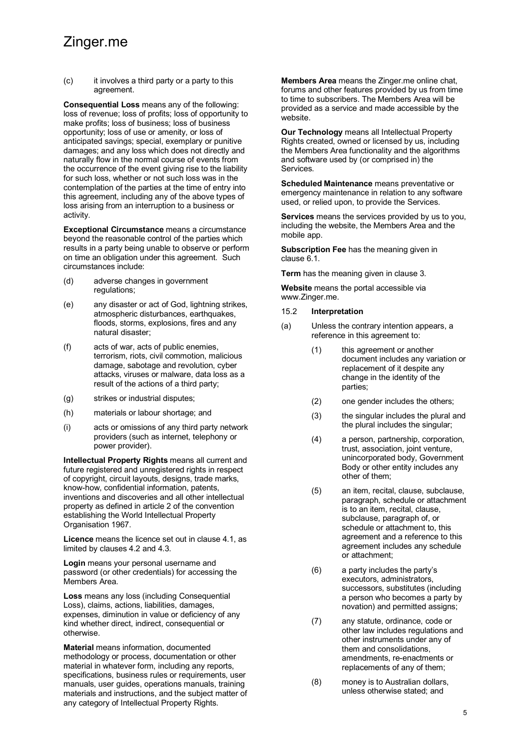(c) it involves a third party or a party to this agreement.

**Consequential Loss** means any of the following: loss of revenue; loss of profits; loss of opportunity to make profits; loss of business; loss of business opportunity; loss of use or amenity, or loss of anticipated savings; special, exemplary or punitive damages; and any loss which does not directly and naturally flow in the normal course of events from the occurrence of the event giving rise to the liability for such loss, whether or not such loss was in the contemplation of the parties at the time of entry into this agreement, including any of the above types of loss arising from an interruption to a business or activity.

**Exceptional Circumstance** means a circumstance beyond the reasonable control of the parties which results in a party being unable to observe or perform on time an obligation under this agreement. Such circumstances include:

(d) adverse changes in government regulations;

(e) any disaster or act of God, lightning strikes, atmospheric disturbances, earthquakes, floods, storms, explosions, fires and any natural disaster;

(f) acts of war, acts of public enemies, terrorism, riots, civil commotion, malicious damage, sabotage and revolution, cyber attacks, viruses or malware, data loss as a result of the actions of a third party;

(g) strikes or industrial disputes;

(h) materials or labour shortage; and

(i) acts or omissions of any third party network providers (such as internet, telephony or power provider).

**Intellectual Property Rights** means all current and future registered and unregistered rights in respect of copyright, circuit layouts, designs, trade marks, know-how, confidential information, patents, inventions and discoveries and all other intellectual property as defined in article 2 of the convention establishing the World Intellectual Property Organisation 1967.

**Licence** means the licence set out in clause 4.1, as limited by clauses 4.2 and 4.3.

**Login** means your personal username and password (or other credentials) for accessing the Members Area.

**Loss** means any loss (including Consequential Loss), claims, actions, liabilities, damages, expenses, diminution in value or deficiency of any kind whether direct, indirect, consequential or otherwise.

**Material** means information, documented methodology or process, documentation or other material in whatever form, including any reports, specifications, business rules or requirements, user manuals, user guides, operations manuals, training materials and instructions, and the subject matter of any category of Intellectual Property Rights.

**Members Area** means the Zinger.me online chat, forums and other features provided by us from time to time to subscribers. The Members Area will be provided as a service and made accessible by the website.

**Our Technology** means all Intellectual Property Rights created, owned or licensed by us, including the Members Area functionality and the algorithms and software used by (or comprised in) the Services.

**Scheduled Maintenance** means preventative or emergency maintenance in relation to any software used, or relied upon, to provide the Services.

**Services** means the services provided by us to you, including the website, the Members Area and the mobile app.

**Subscription Fee** has the meaning given in clause 6.1.

**Term** has the meaning given in clause 3.

**Website** means the portal accessible via www.Zinger.me.

15.2 **Interpretation**

(a) Unless the contrary intention appears, a reference in this agreement to:

(1) this agreement or another document includes any variation or replacement of it despite any change in the identity of the parties;

(2) one gender includes the others;

(3) the singular includes the plural and the plural includes the singular;

(4) a person, partnership, corporation, trust, association, joint venture, unincorporated body, Government Body or other entity includes any other of them;

(5) an item, recital, clause, subclause, paragraph, schedule or attachment is to an item, recital, clause, subclause, paragraph of, or schedule or attachment to, this agreement and a reference to this agreement includes any schedule or attachment;

(6) a party includes the party's executors, administrators, successors, substitutes (including a person who becomes a party by novation) and permitted assigns;

(7) any statute, ordinance, code or other law includes regulations and other instruments under any of them and consolidations, amendments, re-enactments or replacements of any of them;

(8) money is to Australian dollars, unless otherwise stated; and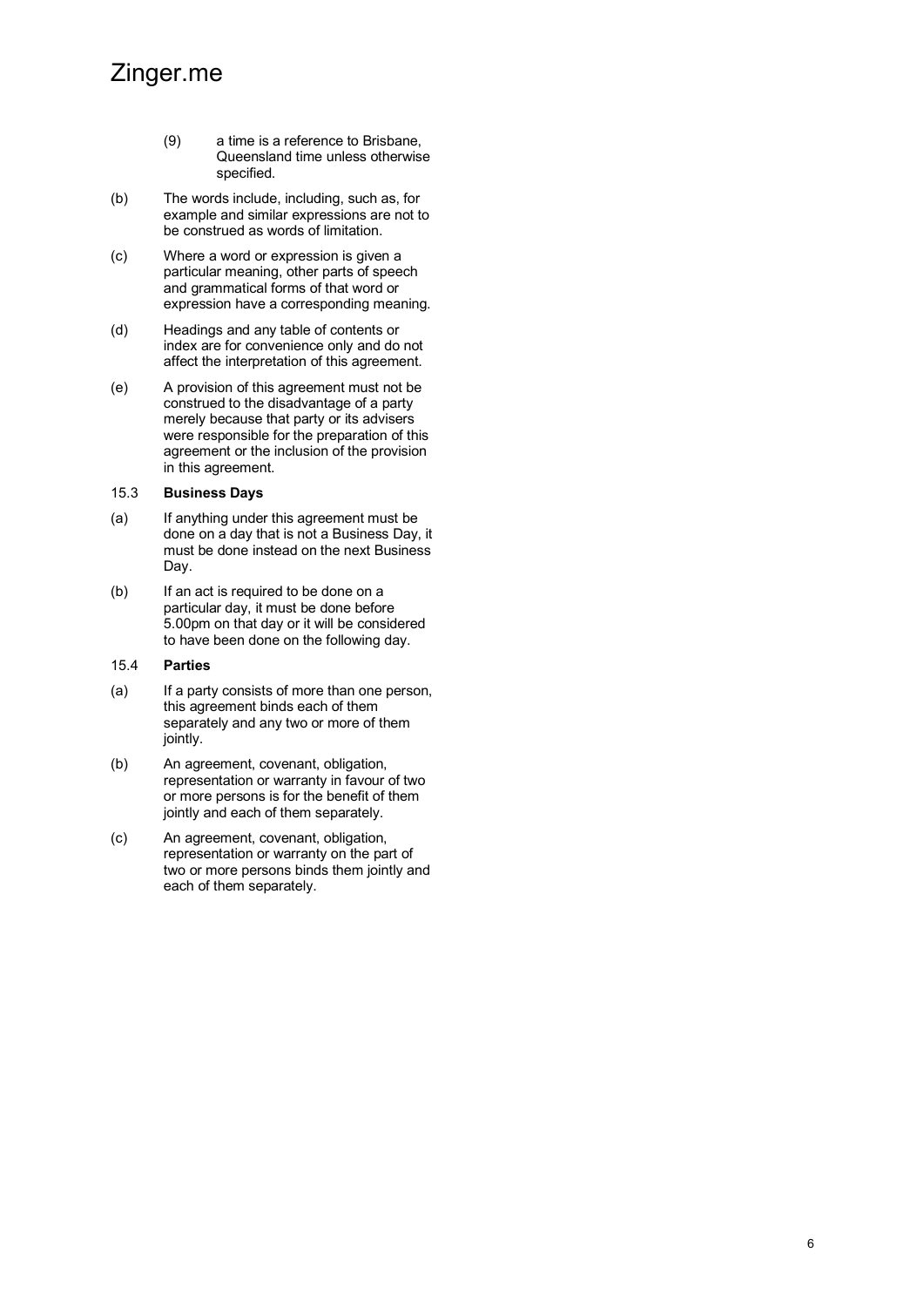(9) a time is a reference to Brisbane, Queensland time unless otherwise specified.

(b) The words include, including, such as, for example and similar expressions are not to be construed as words of limitation.

(c) Where a word or expression is given a particular meaning, other parts of speech and grammatical forms of that word or expression have a corresponding meaning.

(d) Headings and any table of contents or index are for convenience only and do not affect the interpretation of this agreement.

(e) A provision of this agreement must not be construed to the disadvantage of a party merely because that party or its advisers were responsible for the preparation of this agreement or the inclusion of the provision in this agreement.

### 15.3 **Business Days**

(a) If anything under this agreement must be done on a day that is not a Business Day, it must be done instead on the next Business Day.

(b) If an act is required to be done on a particular day, it must be done before 5.00pm on that day or it will be considered to have been done on the following day.

### 15.4 **Parties**

(a) If a party consists of more than one person, this agreement binds each of them separately and any two or more of them jointly.

(b) An agreement, covenant, obligation, representation or warranty in favour of two or more persons is for the benefit of them jointly and each of them separately.

(c) An agreement, covenant, obligation, representation or warranty on the part of two or more persons binds them jointly and each of them separately.